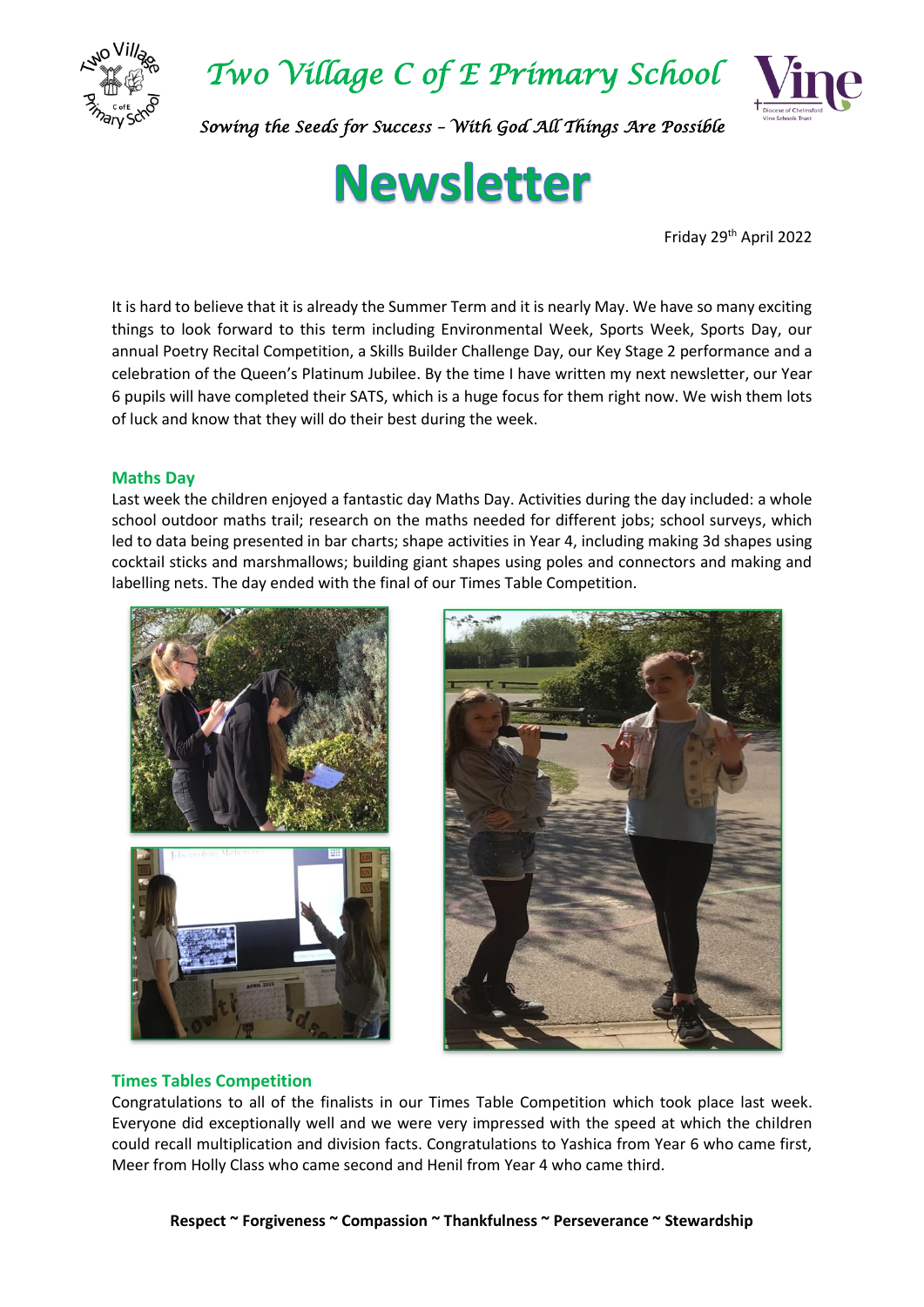# Two Village C of E Primary School

*Sowing the Seeds for Success – With God All Things Are Possible*

# Newsletter

Friday 29th April 2022

It is hard to believe that it is already the Summer Term and it is nearly May. We have so many exciting things to look forward to this term including Environmental Week, Sports Week, Sports Day, our annual Poetry Recital Competition, a Skills Builder Challenge Day, our Key Stage 2 performance and a celebration of the Queen's Platinum Jubilee. By the time I have written my next newsletter, our Year 6 pupils will have completed their SATS, which is a huge focus for them right now. We wish them lots of luck and know that they will do their best during the week.

## Maths Day

Last week the children enjoyed a fantastic day Maths Day. Activities during the day included: a whole school outdoor maths trail; research on the maths needed for different jobs; school surveys, which led to data being presented in bar charts; shape activities in Year 4, including making 3d shapes using cocktail sticks and marshmallows; building giant shapes using poles and connectors and making and labelling nets. The day ended with the final of our Times Table Competition.

## Times Tables Competition

Congratulations to all of the finalists in our Times Table Competition which took place last week. Everyone did exceptionally well and we were very impressed with the speed at which the children could recall multiplication and division facts. Congratulations to Yashica from Year 6 who came first, Meer from Holly Class who came second and Henil from Year 4 who came third.

**Respect ~ Forgiveness ~ Compassion ~ Thankfulness ~ Perseverance ~ Stewardship**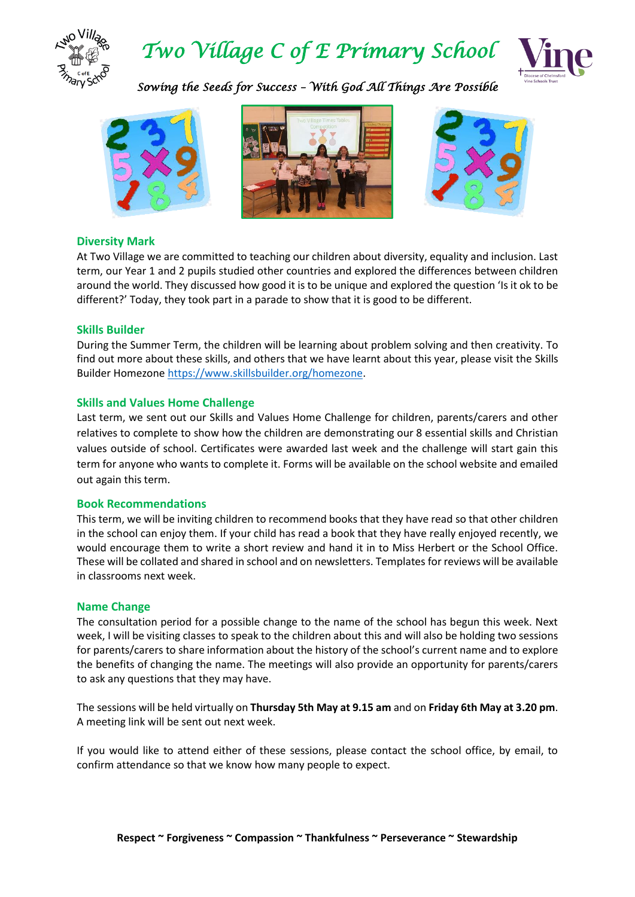# Two Village C of E Primary School

*Sowing the Seeds for Success – With God All Things Are Possible*

## Diversity Mark

At Two Village we are committed to teaching our children about diversity, equality and inclusion. Last term, our Year 1 and 2 pupils studied other countries and explored the differences between children around the world. They discussed how good it is to be unique and explored the question 'Is it ok to be different?' Today, they took part in a parade to show that it is good to be different.

## Skills Builder

During the Summer Term, the children will be learning about problem solving and then creativity. To find out more about these skills, and others that we have learnt about this year, please visit the Skills Builder Homezone https://www.skillsbuilder.org/homezone.

## Skills and Values Home Challenge

Last term, we sent out our Skills and Values Home Challenge for children, parents/carers and other relatives to complete to show how the children are demonstrating our 8 essential skills and Christian values outside of school. Certificates were awarded last week and the challenge will start gain this term for anyone who wants to complete it. Forms will be available on the school website and emailed out again this term.

## Book Recommendations

This term, we will be inviting children to recommend books that they have read so that other children in the school can enjoy them. If your child has read a book that they have really enjoyed recently, we would encourage them to write a short review and hand it in to Miss Herbert or the School Office. These will be collated and shared in school and on newsletters. Templates for reviews will be available in classrooms next week.

## Name Change

The consultation period for a possible change to the name of the school has begun this week. Next week, I will be visiting classes to speak to the children about this and will also be holding two sessions for parents/carers to share information about the history of the school's current name and to explore the benefits of changing the name. The meetings will also provide an opportunity for parents/carers to ask any questions that they may have.

The sessions will be held virtually on **Thursday 5th May at 9.15 am** and on **Friday 6th May at 3.20 pm**. A meeting link will be sent out next week.

If you would like to attend either of these sessions, please contact the school office, by email, to confirm attendance so that we know how many people to expect.

**Respect ~ Forgiveness ~ Compassion ~ Thankfulness ~ Perseverance ~ Stewardship**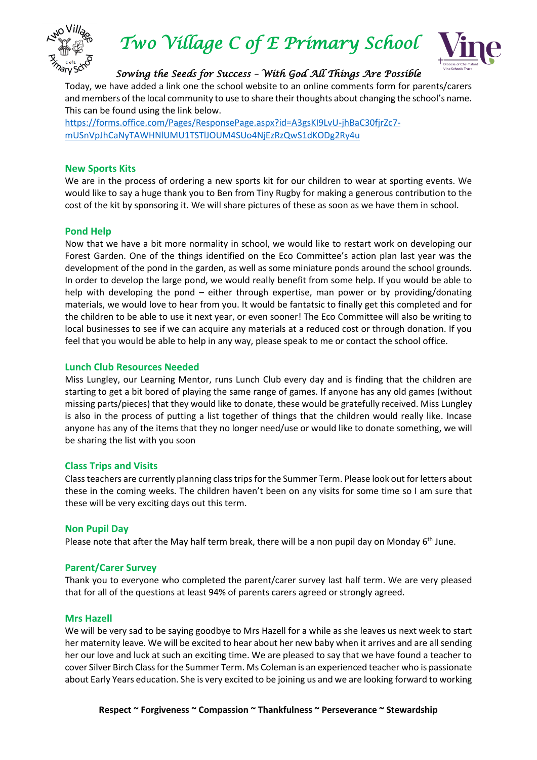Today, we have added a link one the school website to an online comments form for parents/carers and members of the local community to use to share their thoughts about changing the school's name. This can be found using the link below.

https://forms.office.com/Pages/ResponsePage.aspx?id=A3gsKI9LvU-jhBaC30fjrZc7-mUSnVpJhCaNyTAWHNlUMU1TSTlJOUM4SUo4NjEzRzQwS1dKODg2Ry4u

## New Sports Kits

We are in the process of ordering a new sports kit for our children to wear at sporting events. We would like to say a huge thank you to Ben from Tiny Rugby for making a generous contribution to the cost of the kit by sponsoring it. We will share pictures of these as soon as we have them in school.

## Pond Help

Now that we have a bit more normality in school, we would like to restart work on developing our Forest Garden. One of the things identified on the Eco Committee's action plan last year was the development of the pond in the garden, as well as some miniature ponds around the school grounds. In order to develop the large pond, we would really benefit from some help. If you would be able to help with developing the pond – either through expertise, man power or by providing/donating materials, we would love to hear from you. It would be fantatsic to finally get this completed and for the children to be able to use it next year, or even sooner! The Eco Committee will also be writing to local businesses to see if we can acquire any materials at a reduced cost or through donation. If you feel that you would be able to help in any way, please speak to me or contact the school office.

## Lunch Club Resources Needed

Miss Lungley, our Learning Mentor, runs Lunch Club every day and is finding that the children are starting to get a bit bored of playing the same range of games. If anyone has any old games (without missing parts/pieces) that they would like to donate, these would be gratefully received. Miss Lungley is also in the process of putting a list together of things that the children would really like. Incase anyone has any of the items that they no longer need/use or would like to donate something, we will be sharing the list with you soon

## Class Trips and Visits

Class teachers are currently planning class trips for the Summer Term. Please look out for letters about these in the coming weeks. The children haven't been on any visits for some time so I am sure that these will be very exciting days out this term.

## Non Pupil Day

Please note that after the May half term break, there will be a non pupil day on Monday 6th June.

## Parent/Carer Survey

Thank you to everyone who completed the parent/carer survey last half term. We are very pleased that for all of the questions at least 94% of parents carers agreed or strongly agreed.

## Mrs Hazell

We will be very sad to be saying goodbye to Mrs Hazell for a while as she leaves us next week to start her maternity leave. We will be excited to hear about her new baby when it arrives and are all sending her our love and luck at such an exciting time. We are pleased to say that we have found a teacher to cover Silver Birch Class for the Summer Term. Ms Coleman is an experienced teacher who is passionate about Early Years education. She is very excited to be joining us and we are looking forward to working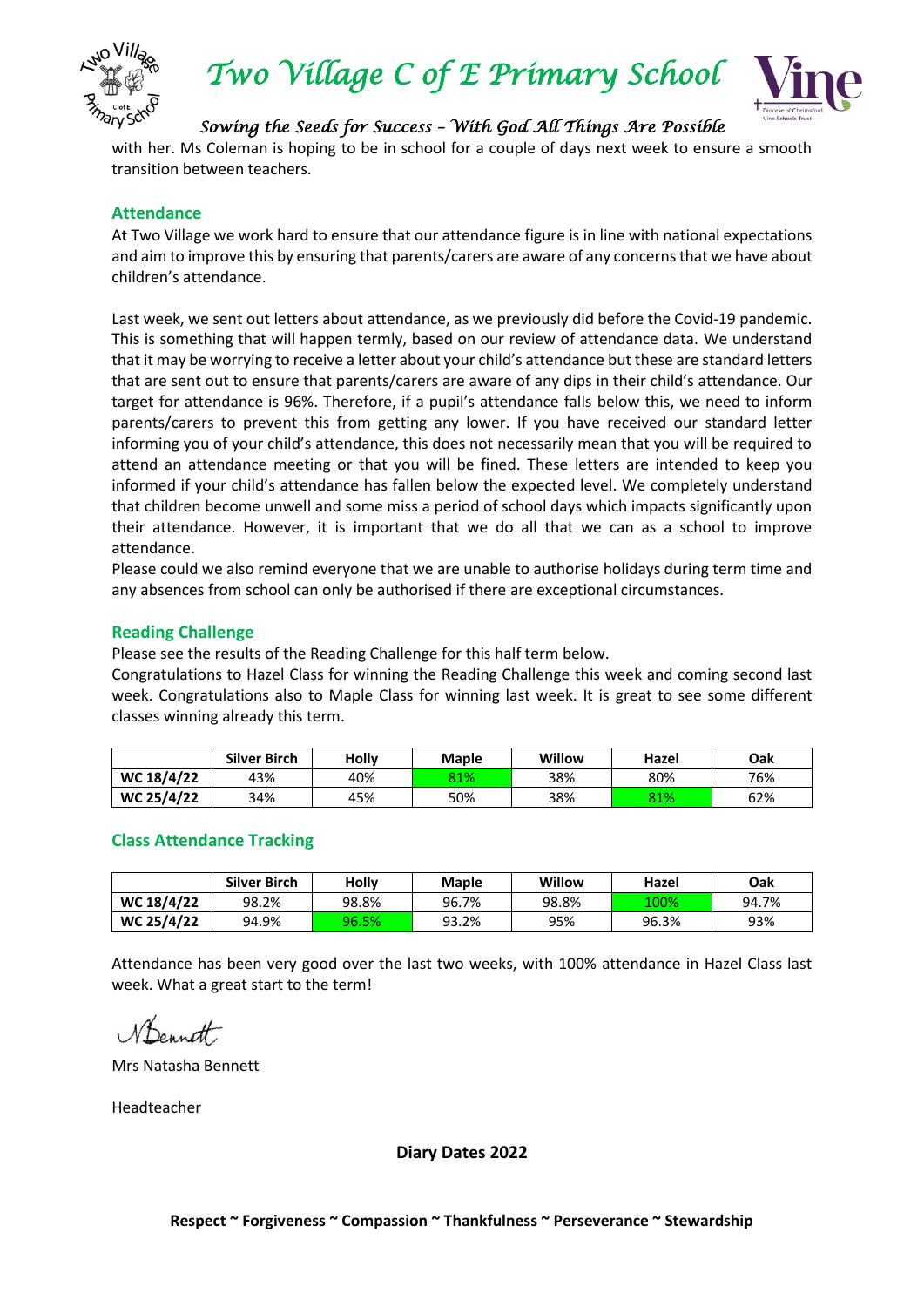with her. Ms Coleman is hoping to be in school for a couple of days next week to ensure a smooth transition between teachers.

## Attendance

At Two Village we work hard to ensure that our attendance figure is in line with national expectations and aim to improve this by ensuring that parents/carers are aware of any concerns that we have about children's attendance.

Last week, we sent out letters about attendance, as we previously did before the Covid-19 pandemic. This is something that will happen termly, based on our review of attendance data. We understand that it may be worrying to receive a letter about your child's attendance but these are standard letters that are sent out to ensure that parents/carers are aware of any dips in their child's attendance. Our target for attendance is 96%. Therefore, if a pupil's attendance falls below this, we need to inform parents/carers to prevent this from getting any lower. If you have received our standard letter informing you of your child's attendance, this does not necessarily mean that you will be required to attend an attendance meeting or that you will be fined. These letters are intended to keep you informed if your child's attendance has fallen below the expected level. We completely understand that children become unwell and some miss a period of school days which impacts significantly upon their attendance. However, it is important that we do all that we can as a school to improve attendance.
Please could we also remind everyone that we are unable to authorise holidays during term time and any absences from school can only be authorised if there are exceptional circumstances.

## Reading Challenge

Please see the results of the Reading Challenge for this half term below.
Congratulations to Hazel Class for winning the Reading Challenge this week and coming second last week. Congratulations also to Maple Class for winning last week. It is great to see some different classes winning already this term.

| | Silver Birch | Holly | Maple | Willow | Hazel | Oak |
|---|---|---|---|---|---|---|
| **WC 18/4/22** | 43% | 40% | 81% | 38% | 80% | 76% |
| **WC 25/4/22** | 34% | 45% | 50% | 38% | 81% | 62% |

## Class Attendance Tracking

| | Silver Birch | Holly | Maple | Willow | Hazel | Oak |
|---|---|---|---|---|---|---|
| **WC 18/4/22** | 98.2% | 98.8% | 96.7% | 98.8% | 100% | 94.7% |
| **WC 25/4/22** | 94.9% | 96.5% | 93.2% | 95% | 96.3% | 93% |

Attendance has been very good over the last two weeks, with 100% attendance in Hazel Class last week. What a great start to the term!

N Bennett

Mrs Natasha Bennett

Headteacher

**Diary Dates 2022**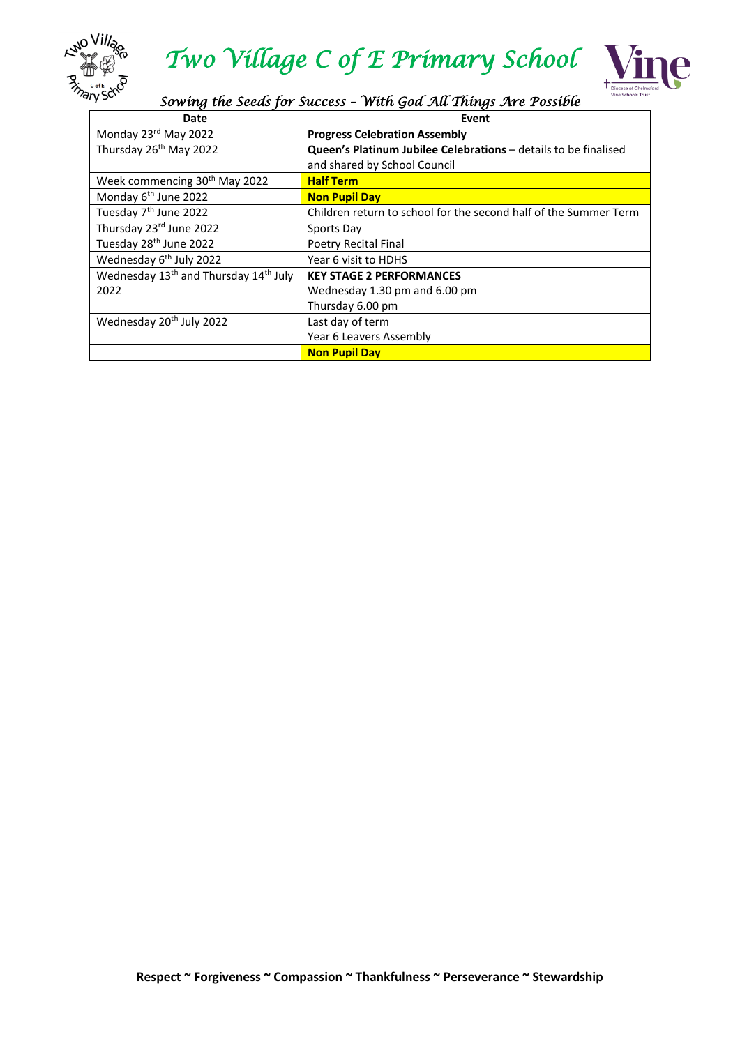# *Two Village C of E Primary School*

*Sowing the Seeds for Success – With God All Things Are Possible*

| Date | Event |
|---|---|
| Monday 23rd May 2022 | **Progress Celebration Assembly** |
| Thursday 26th May 2022 | **Queen's Platinum Jubilee Celebrations** – details to be finalised and shared by School Council |
| Week commencing 30th May 2022 | **Half Term** |
| Monday 6th June 2022 | **Non Pupil Day** |
| Tuesday 7th June 2022 | Children return to school for the second half of the Summer Term |
| Thursday 23rd June 2022 | Sports Day |
| Tuesday 28th June 2022 | Poetry Recital Final |
| Wednesday 6th July 2022 | Year 6 visit to HDHS |
| Wednesday 13th and Thursday 14th July 2022 | **KEY STAGE 2 PERFORMANCES**<br>Wednesday 1.30 pm and 6.00 pm<br>Thursday 6.00 pm |
| Wednesday 20th July 2022 | Last day of term<br>Year 6 Leavers Assembly |
| | **Non Pupil Day** |

**Respect ~ Forgiveness ~ Compassion ~ Thankfulness ~ Perseverance ~ Stewardship**